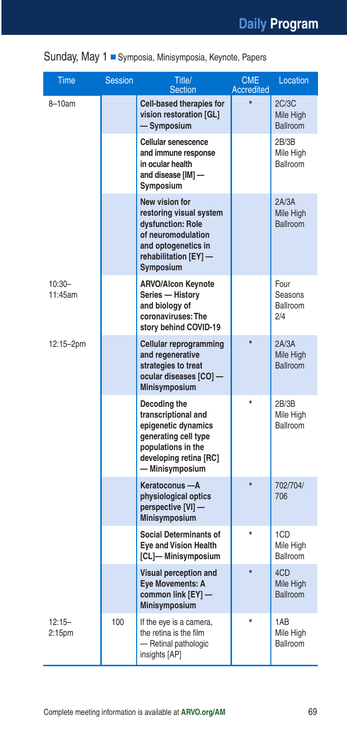# Daily Program

## Sunday, May 1 ■ Symposia, Minisymposia, Keynote, Papers

| Time | Session | Title/ Section | CME Accredited | Location |
|---|---|---|---|---|
| 8–10am | | **Cell-based therapies for vision restoration [GL] — Symposium** | * | 2C/3C Mile High Ballroom |
| | | **Cellular senescence and immune response in ocular health and disease [IM] — Symposium** | | 2B/3B Mile High Ballroom |
| | | **New vision for restoring visual system dysfunction: Role of neuromodulation and optogenetics in rehabilitation [EY] — Symposium** | | 2A/3A Mile High Ballroom |
| 10:30–11:45am | | **ARVO/Alcon Keynote Series — History and biology of coronaviruses: The story behind COVID-19** | | Four Seasons Ballroom 2/4 |
| 12:15–2pm | | **Cellular reprogramming and regenerative strategies to treat ocular diseases [CO] — Minisymposium** | * | 2A/3A Mile High Ballroom |
| | | **Decoding the transcriptional and epigenetic dynamics generating cell type populations in the developing retina [RC] — Minisymposium** | * | 2B/3B Mile High Ballroom |
| | | **Keratoconus —A physiological optics perspective [VI] — Minisymposium** | * | 702/704/706 |
| | | **Social Determinants of Eye and Vision Health [CL]— Minisymposium** | * | 1CD Mile High Ballroom |
| | | **Visual perception and Eye Movements: A common link [EY] — Minisymposium** | * | 4CD Mile High Ballroom |
| 12:15–2:15pm | 100 | If the eye is a camera, the retina is the film — Retinal pathologic insights [AP] | * | 1AB Mile High Ballroom |

Complete meeting information is available at **ARVO.org/AM**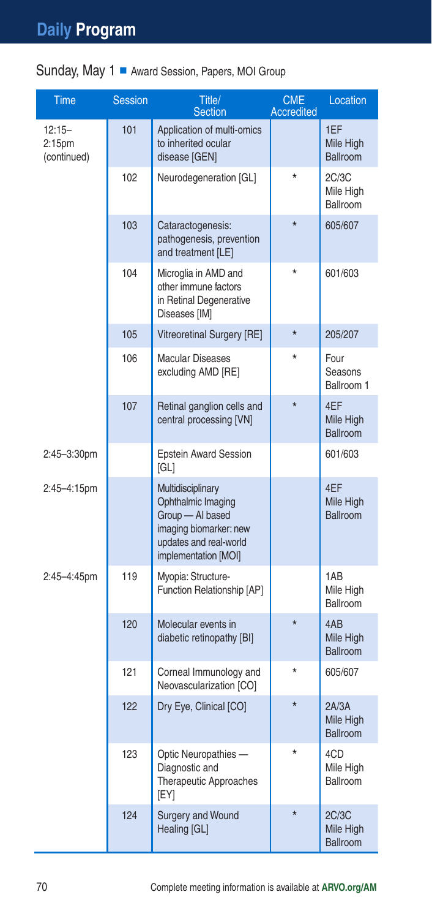## Sunday, May 1 ■ Award Session, Papers, MOI Group

| Time | Session | Title/ Section | CME Accredited | Location |
|---|---|---|---|---|
| 12:15–2:15pm (continued) | 101 | Application of multi-omics to inherited ocular disease [GEN] | | 1EF Mile High Ballroom |
| | 102 | Neurodegeneration [GL] | * | 2C/3C Mile High Ballroom |
| | 103 | Cataractogenesis: pathogenesis, prevention and treatment [LE] | * | 605/607 |
| | 104 | Microglia in AMD and other immune factors in Retinal Degenerative Diseases [IM] | * | 601/603 |
| | 105 | Vitreoretinal Surgery [RE] | * | 205/207 |
| | 106 | Macular Diseases excluding AMD [RE] | * | Four Seasons Ballroom 1 |
| | 107 | Retinal ganglion cells and central processing [VN] | * | 4EF Mile High Ballroom |
| 2:45–3:30pm | | Epstein Award Session [GL] | | 601/603 |
| 2:45–4:15pm | | Multidisciplinary Ophthalmic Imaging Group — AI based imaging biomarker: new updates and real-world implementation [MOI] | | 4EF Mile High Ballroom |
| 2:45–4:45pm | 119 | Myopia: Structure-Function Relationship [AP] | | 1AB Mile High Ballroom |
| | 120 | Molecular events in diabetic retinopathy [BI] | * | 4AB Mile High Ballroom |
| | 121 | Corneal Immunology and Neovascularization [CO] | * | 605/607 |
| | 122 | Dry Eye, Clinical [CO] | * | 2A/3A Mile High Ballroom |
| | 123 | Optic Neuropathies — Diagnostic and Therapeutic Approaches [EY] | * | 4CD Mile High Ballroom |
| | 124 | Surgery and Wound Healing [GL] | * | 2C/3C Mile High Ballroom |

Complete meeting information is available at **ARVO.org/AM**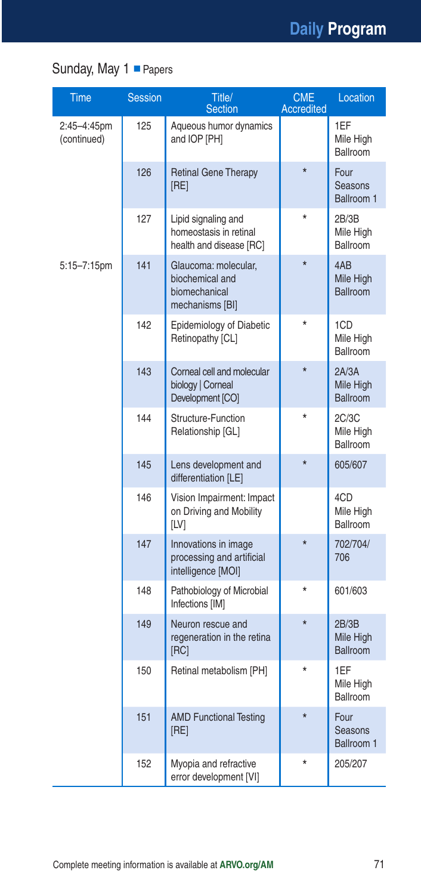## Sunday, May 1 ■ Papers

| Time | Session | Title/ Section | CME Accredited | Location |
|---|---|---|---|---|
| 2:45–4:45pm (continued) | 125 | Aqueous humor dynamics and IOP [PH] | | 1EF Mile High Ballroom |
| | 126 | Retinal Gene Therapy [RE] | * | Four Seasons Ballroom 1 |
| | 127 | Lipid signaling and homeostasis in retinal health and disease [RC] | * | 2B/3B Mile High Ballroom |
| 5:15–7:15pm | 141 | Glaucoma: molecular, biochemical and biomechanical mechanisms [BI] | * | 4AB Mile High Ballroom |
| | 142 | Epidemiology of Diabetic Retinopathy [CL] | * | 1CD Mile High Ballroom |
| | 143 | Corneal cell and molecular biology \| Corneal Development [CO] | * | 2A/3A Mile High Ballroom |
| | 144 | Structure-Function Relationship [GL] | * | 2C/3C Mile High Ballroom |
| | 145 | Lens development and differentiation [LE] | * | 605/607 |
| | 146 | Vision Impairment: Impact on Driving and Mobility [LV] | | 4CD Mile High Ballroom |
| | 147 | Innovations in image processing and artificial intelligence [MOI] | * | 702/704/706 |
| | 148 | Pathobiology of Microbial Infections [IM] | * | 601/603 |
| | 149 | Neuron rescue and regeneration in the retina [RC] | * | 2B/3B Mile High Ballroom |
| | 150 | Retinal metabolism [PH] | * | 1EF Mile High Ballroom |
| | 151 | AMD Functional Testing [RE] | * | Four Seasons Ballroom 1 |
| | 152 | Myopia and refractive error development [VI] | * | 205/207 |

Complete meeting information is available at **ARVO.org/AM**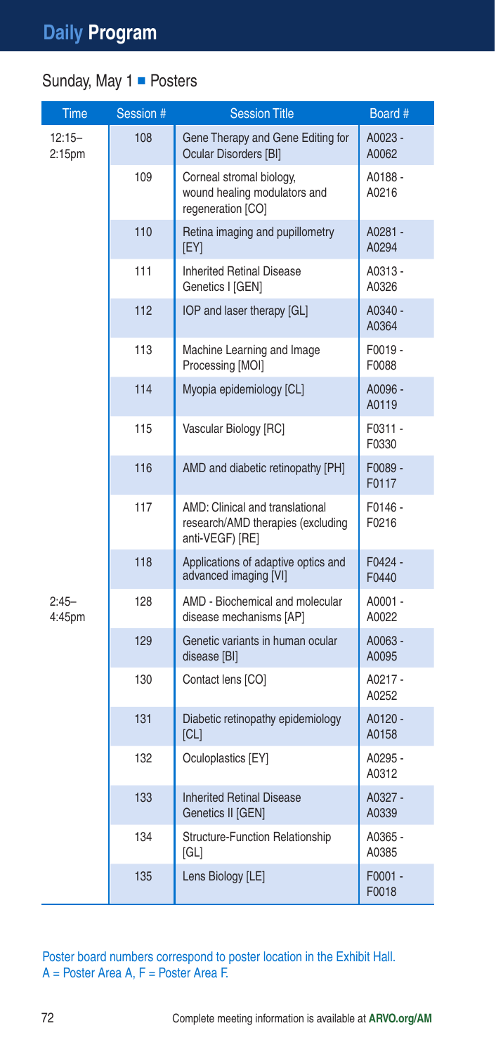# Daily Program

## Sunday, May 1 ■ Posters

| Time | Session # | Session Title | Board # |
|---|---|---|---|
| 12:15–2:15pm | 108 | Gene Therapy and Gene Editing for Ocular Disorders [BI] | A0023 - A0062 |
| | 109 | Corneal stromal biology, wound healing modulators and regeneration [CO] | A0188 - A0216 |
| | 110 | Retina imaging and pupillometry [EY] | A0281 - A0294 |
| | 111 | Inherited Retinal Disease Genetics I [GEN] | A0313 - A0326 |
| | 112 | IOP and laser therapy [GL] | A0340 - A0364 |
| | 113 | Machine Learning and Image Processing [MOI] | F0019 - F0088 |
| | 114 | Myopia epidemiology [CL] | A0096 - A0119 |
| | 115 | Vascular Biology [RC] | F0311 - F0330 |
| | 116 | AMD and diabetic retinopathy [PH] | F0089 - F0117 |
| | 117 | AMD: Clinical and translational research/AMD therapies (excluding anti-VEGF) [RE] | F0146 - F0216 |
| | 118 | Applications of adaptive optics and advanced imaging [VI] | F0424 - F0440 |
| 2:45–4:45pm | 128 | AMD - Biochemical and molecular disease mechanisms [AP] | A0001 - A0022 |
| | 129 | Genetic variants in human ocular disease [BI] | A0063 - A0095 |
| | 130 | Contact lens [CO] | A0217 - A0252 |
| | 131 | Diabetic retinopathy epidemiology [CL] | A0120 - A0158 |
| | 132 | Oculoplastics [EY] | A0295 - A0312 |
| | 133 | Inherited Retinal Disease Genetics II [GEN] | A0327 - A0339 |
| | 134 | Structure-Function Relationship [GL] | A0365 - A0385 |
| | 135 | Lens Biology [LE] | F0001 - F0018 |

Poster board numbers correspond to poster location in the Exhibit Hall.
A = Poster Area A, F = Poster Area F.

Complete meeting information is available at **ARVO.org/AM**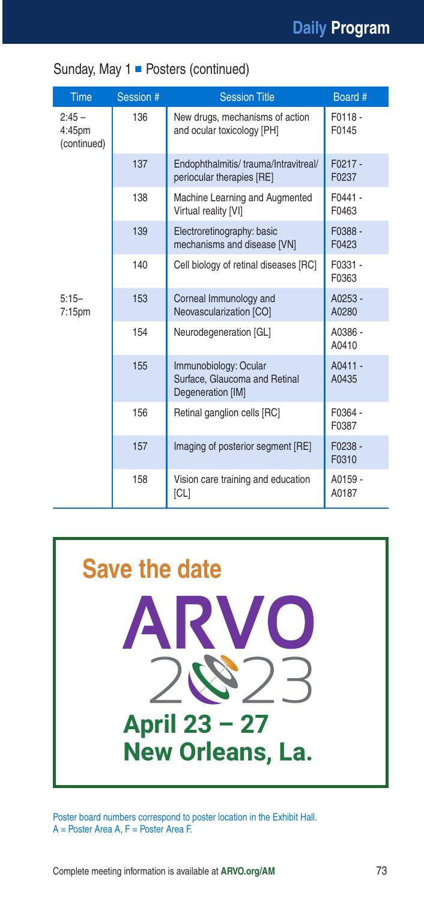## Sunday, May 1 ■ Posters (continued)

| Time | Session # | Session Title | Board # |
|---|---|---|---|
| 2:45 – 4:45pm (continued) | 136 | New drugs, mechanisms of action and ocular toxicology [PH] | F0118 - F0145 |
| | 137 | Endophthalmitis/ trauma/Intravitreal/ periocular therapies [RE] | F0217 - F0237 |
| | 138 | Machine Learning and Augmented Virtual reality [VI] | F0441 - F0463 |
| | 139 | Electroretinography: basic mechanisms and disease [VN] | F0388 - F0423 |
| | 140 | Cell biology of retinal diseases [RC] | F0331 - F0363 |
| 5:15– 7:15pm | 153 | Corneal Immunology and Neovascularization [CO] | A0253 - A0280 |
| | 154 | Neurodegeneration [GL] | A0386 - A0410 |
| | 155 | Immunobiology: Ocular Surface, Glaucoma and Retinal Degeneration [IM] | A0411 - A0435 |
| | 156 | Retinal ganglion cells [RC] | F0364 - F0387 |
| | 157 | Imaging of posterior segment [RE] | F0238 - F0310 |
| | 158 | Vision care training and education [CL] | A0159 - A0187 |

**Save the date**

**ARVO 2023**

**April 23 – 27**
**New Orleans, La.**

Poster board numbers correspond to poster location in the Exhibit Hall.
A = Poster Area A, F = Poster Area F.

Complete meeting information is available at **ARVO.org/AM**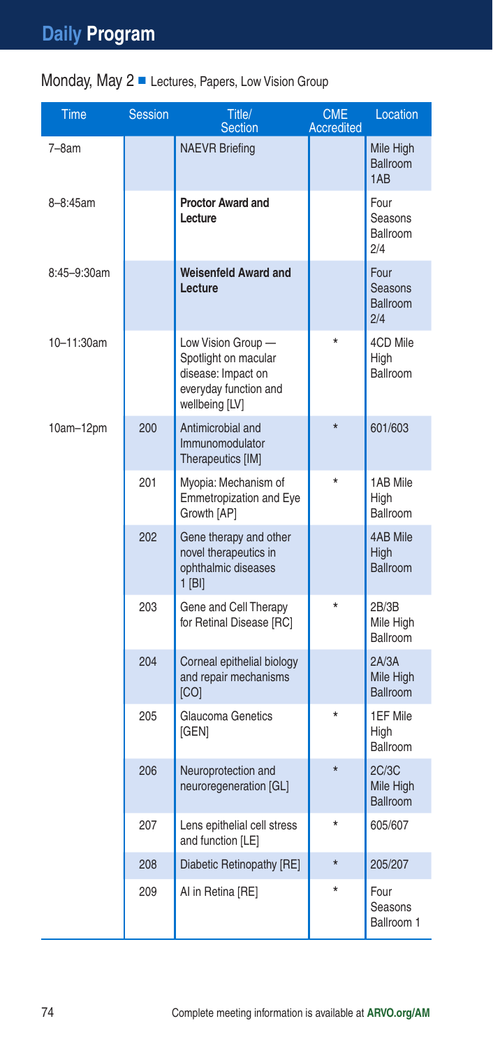# Daily Program

## Monday, May 2 ■ Lectures, Papers, Low Vision Group

| Time | Session | Title/ Section | CME Accredited | Location |
|---|---|---|---|---|
| 7–8am | | NAEVR Briefing | | Mile High Ballroom 1AB |
| 8–8:45am | | **Proctor Award and Lecture** | | Four Seasons Ballroom 2/4 |
| 8:45–9:30am | | **Weisenfeld Award and Lecture** | | Four Seasons Ballroom 2/4 |
| 10–11:30am | | Low Vision Group — Spotlight on macular disease: Impact on everyday function and wellbeing [LV] | * | 4CD Mile High Ballroom |
| 10am–12pm | 200 | Antimicrobial and Immunomodulator Therapeutics [IM] | * | 601/603 |
| | 201 | Myopia: Mechanism of Emmetropization and Eye Growth [AP] | * | 1AB Mile High Ballroom |
| | 202 | Gene therapy and other novel therapeutics in ophthalmic diseases 1 [BI] | | 4AB Mile High Ballroom |
| | 203 | Gene and Cell Therapy for Retinal Disease [RC] | * | 2B/3B Mile High Ballroom |
| | 204 | Corneal epithelial biology and repair mechanisms [CO] | | 2A/3A Mile High Ballroom |
| | 205 | Glaucoma Genetics [GEN] | * | 1EF Mile High Ballroom |
| | 206 | Neuroprotection and neuroregeneration [GL] | * | 2C/3C Mile High Ballroom |
| | 207 | Lens epithelial cell stress and function [LE] | * | 605/607 |
| | 208 | Diabetic Retinopathy [RE] | * | 205/207 |
| | 209 | AI in Retina [RE] | * | Four Seasons Ballroom 1 |

Complete meeting information is available at **ARVO.org/AM**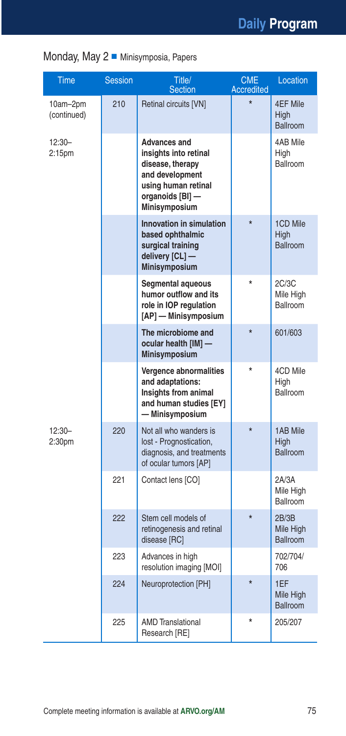## Monday, May 2 ■ Minisymposia, Papers

| Time | Session | Title/ Section | CME Accredited | Location |
|---|---|---|---|---|
| 10am–2pm (continued) | 210 | Retinal circuits [VN] | * | 4EF Mile High Ballroom |
| 12:30–2:15pm | | **Advances and insights into retinal disease, therapy and development using human retinal organoids [BI] — Minisymposium** | | 4AB Mile High Ballroom |
| | | **Innovation in simulation based ophthalmic surgical training delivery [CL] — Minisymposium** | * | 1CD Mile High Ballroom |
| | | **Segmental aqueous humor outflow and its role in IOP regulation [AP] — Minisymposium** | * | 2C/3C Mile High Ballroom |
| | | **The microbiome and ocular health [IM] — Minisymposium** | * | 601/603 |
| | | **Vergence abnormalities and adaptations: Insights from animal and human studies [EY] — Minisymposium** | * | 4CD Mile High Ballroom |
| 12:30–2:30pm | 220 | Not all who wanders is lost - Prognostication, diagnosis, and treatments of ocular tumors [AP] | * | 1AB Mile High Ballroom |
| | 221 | Contact lens [CO] | | 2A/3A Mile High Ballroom |
| | 222 | Stem cell models of retinogenesis and retinal disease [RC] | * | 2B/3B Mile High Ballroom |
| | 223 | Advances in high resolution imaging [MOI] | | 702/704/706 |
| | 224 | Neuroprotection [PH] | * | 1EF Mile High Ballroom |
| | 225 | AMD Translational Research [RE] | * | 205/207 |

Complete meeting information is available at **ARVO.org/AM**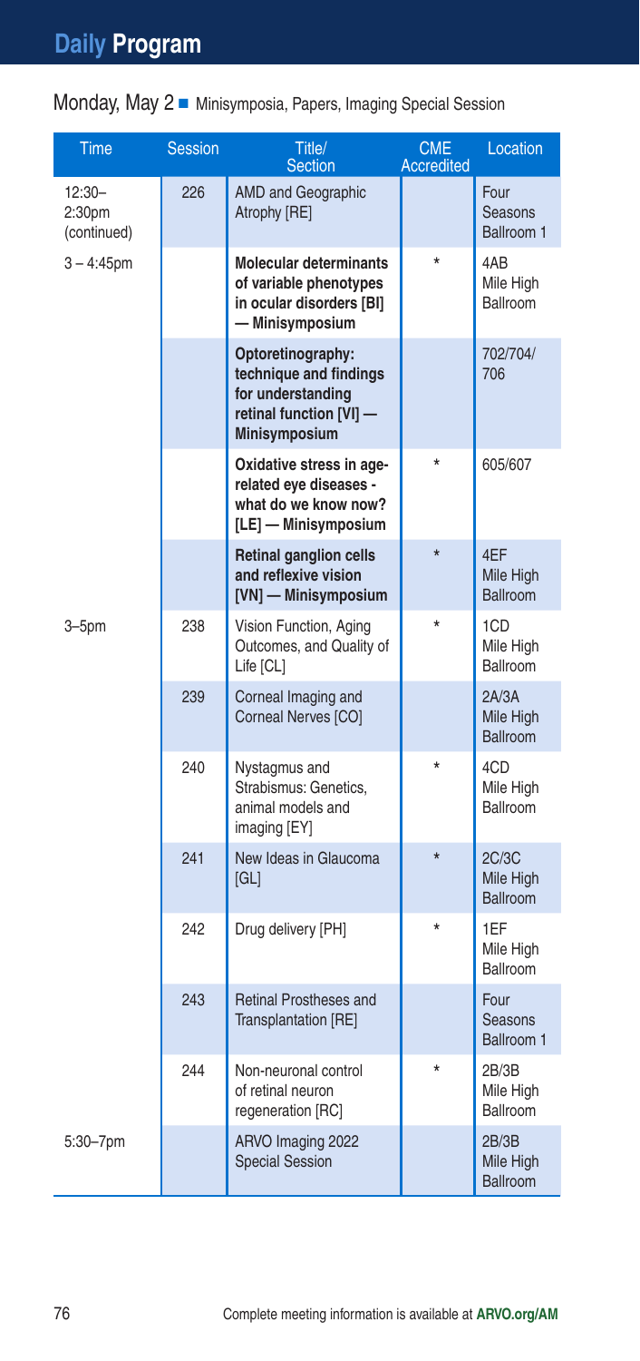# Daily Program

## Monday, May 2 ■ Minisymposia, Papers, Imaging Special Session

| Time | Session | Title/ Section | CME Accredited | Location |
|---|---|---|---|---|
| 12:30–2:30pm (continued) | 226 | AMD and Geographic Atrophy [RE] | | Four Seasons Ballroom 1 |
| 3 – 4:45pm | | **Molecular determinants of variable phenotypes in ocular disorders [BI] — Minisymposium** | * | 4AB Mile High Ballroom |
| | | **Optoretinography: technique and findings for understanding retinal function [VI] — Minisymposium** | | 702/704/ 706 |
| | | **Oxidative stress in age-related eye diseases - what do we know now? [LE] — Minisymposium** | * | 605/607 |
| | | **Retinal ganglion cells and reflexive vision [VN] — Minisymposium** | * | 4EF Mile High Ballroom |
| 3–5pm | 238 | Vision Function, Aging Outcomes, and Quality of Life [CL] | * | 1CD Mile High Ballroom |
| | 239 | Corneal Imaging and Corneal Nerves [CO] | | 2A/3A Mile High Ballroom |
| | 240 | Nystagmus and Strabismus: Genetics, animal models and imaging [EY] | * | 4CD Mile High Ballroom |
| | 241 | New Ideas in Glaucoma [GL] | * | 2C/3C Mile High Ballroom |
| | 242 | Drug delivery [PH] | * | 1EF Mile High Ballroom |
| | 243 | Retinal Prostheses and Transplantation [RE] | | Four Seasons Ballroom 1 |
| | 244 | Non-neuronal control of retinal neuron regeneration [RC] | * | 2B/3B Mile High Ballroom |
| 5:30–7pm | | ARVO Imaging 2022 Special Session | | 2B/3B Mile High Ballroom |

Complete meeting information is available at **ARVO.org/AM**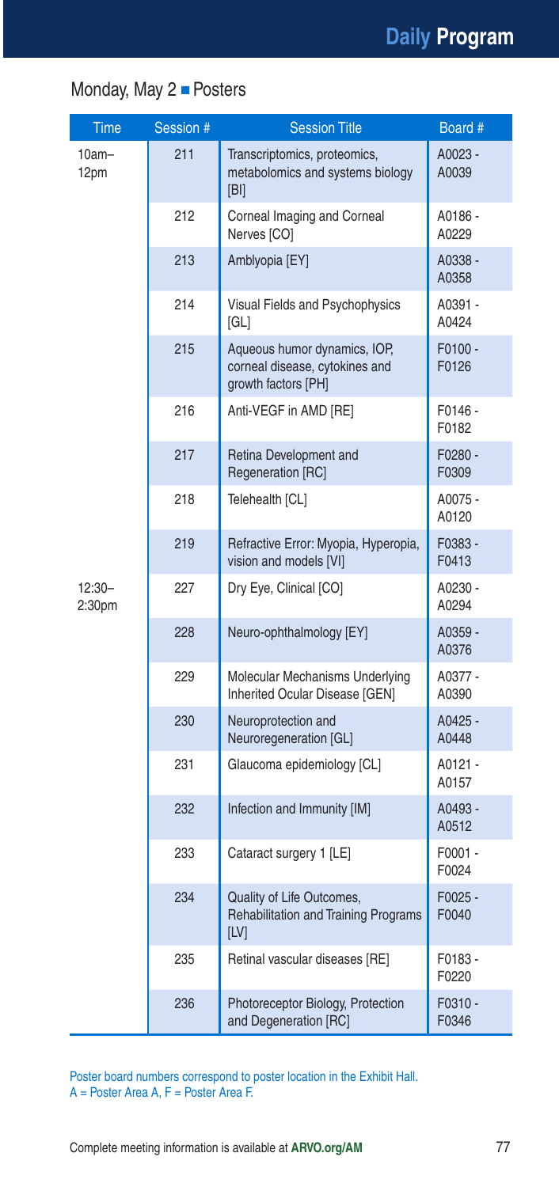## Monday, May 2 ■ Posters

| Time | Session # | Session Title | Board # |
|---|---|---|---|
| 10am–12pm | 211 | Transcriptomics, proteomics, metabolomics and systems biology [BI] | A0023 - A0039 |
| | 212 | Corneal Imaging and Corneal Nerves [CO] | A0186 - A0229 |
| | 213 | Amblyopia [EY] | A0338 - A0358 |
| | 214 | Visual Fields and Psychophysics [GL] | A0391 - A0424 |
| | 215 | Aqueous humor dynamics, IOP, corneal disease, cytokines and growth factors [PH] | F0100 - F0126 |
| | 216 | Anti-VEGF in AMD [RE] | F0146 - F0182 |
| | 217 | Retina Development and Regeneration [RC] | F0280 - F0309 |
| | 218 | Telehealth [CL] | A0075 - A0120 |
| | 219 | Refractive Error: Myopia, Hyperopia, vision and models [VI] | F0383 - F0413 |
| 12:30–2:30pm | 227 | Dry Eye, Clinical [CO] | A0230 - A0294 |
| | 228 | Neuro-ophthalmology [EY] | A0359 - A0376 |
| | 229 | Molecular Mechanisms Underlying Inherited Ocular Disease [GEN] | A0377 - A0390 |
| | 230 | Neuroprotection and Neuroregeneration [GL] | A0425 - A0448 |
| | 231 | Glaucoma epidemiology [CL] | A0121 - A0157 |
| | 232 | Infection and Immunity [IM] | A0493 - A0512 |
| | 233 | Cataract surgery 1 [LE] | F0001 - F0024 |
| | 234 | Quality of Life Outcomes, Rehabilitation and Training Programs [LV] | F0025 - F0040 |
| | 235 | Retinal vascular diseases [RE] | F0183 - F0220 |
| | 236 | Photoreceptor Biology, Protection and Degeneration [RC] | F0310 - F0346 |

Poster board numbers correspond to poster location in the Exhibit Hall.
A = Poster Area A, F = Poster Area F.

Complete meeting information is available at **ARVO.org/AM**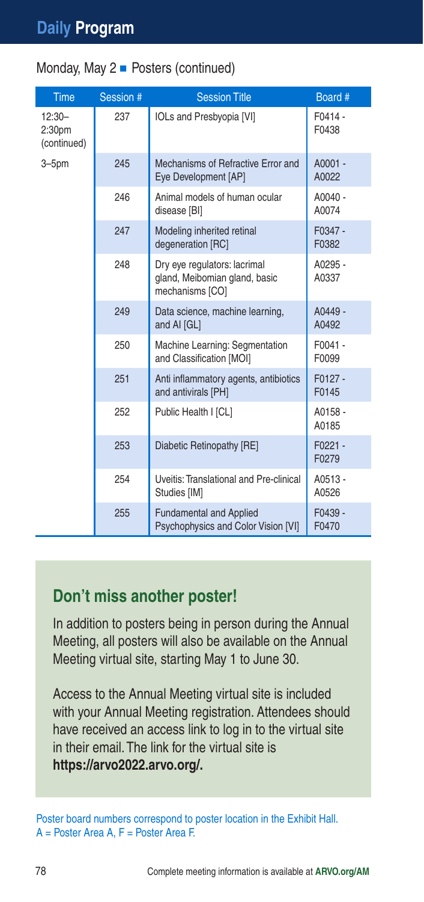## Daily Program

### Monday, May 2 ■ Posters (continued)

| Time | Session # | Session Title | Board # |
|---|---|---|---|
| 12:30–2:30pm (continued) | 237 | IOLs and Presbyopia [VI] | F0414 - F0438 |
| 3–5pm | 245 | Mechanisms of Refractive Error and Eye Development [AP] | A0001 - A0022 |
| | 246 | Animal models of human ocular disease [BI] | A0040 - A0074 |
| | 247 | Modeling inherited retinal degeneration [RC] | F0347 - F0382 |
| | 248 | Dry eye regulators: lacrimal gland, Meibomian gland, basic mechanisms [CO] | A0295 - A0337 |
| | 249 | Data science, machine learning, and AI [GL] | A0449 - A0492 |
| | 250 | Machine Learning: Segmentation and Classification [MOI] | F0041 - F0099 |
| | 251 | Anti inflammatory agents, antibiotics and antivirals [PH] | F0127 - F0145 |
| | 252 | Public Health I [CL] | A0158 - A0185 |
| | 253 | Diabetic Retinopathy [RE] | F0221 - F0279 |
| | 254 | Uveitis: Translational and Pre-clinical Studies [IM] | A0513 - A0526 |
| | 255 | Fundamental and Applied Psychophysics and Color Vision [VI] | F0439 - F0470 |

### Don't miss another poster!

In addition to posters being in person during the Annual Meeting, all posters will also be available on the Annual Meeting virtual site, starting May 1 to June 30.

Access to the Annual Meeting virtual site is included with your Annual Meeting registration. Attendees should have received an access link to log in to the virtual site in their email. The link for the virtual site is **https://arvo2022.arvo.org/.**

Poster board numbers correspond to poster location in the Exhibit Hall.
A = Poster Area A, F = Poster Area F.

Complete meeting information is available at **ARVO.org/AM**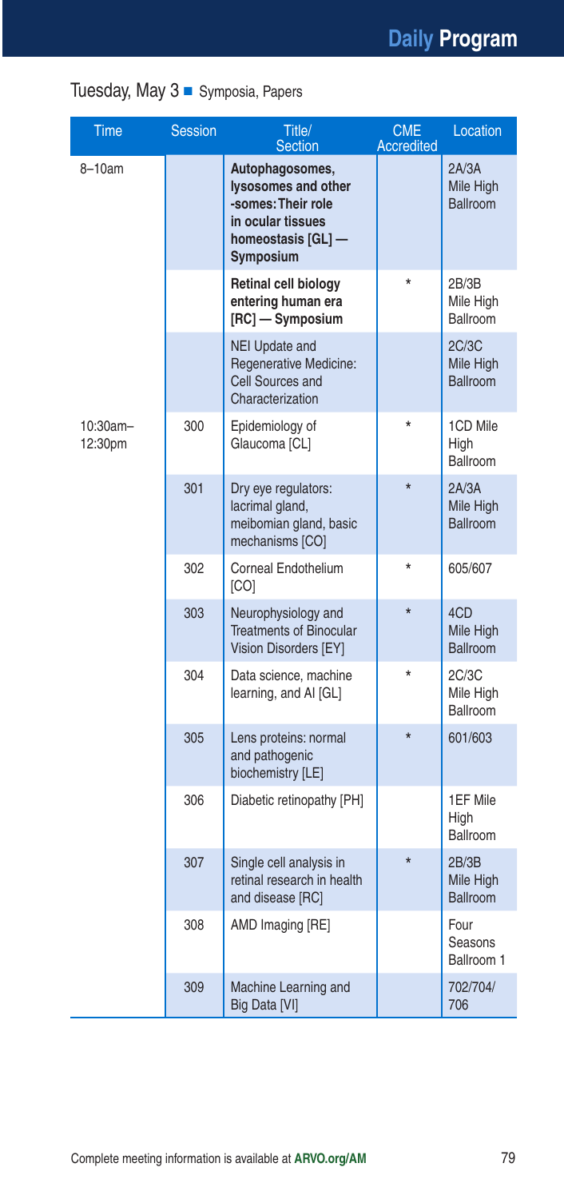## Tuesday, May 3 ■ Symposia, Papers

| Time | Session | Title/ Section | CME Accredited | Location |
|---|---|---|---|---|
| 8–10am | | **Autophagosomes, lysosomes and other -somes: Their role in ocular tissues homeostasis [GL] — Symposium** | | 2A/3A Mile High Ballroom |
| | | **Retinal cell biology entering human era [RC] — Symposium** | * | 2B/3B Mile High Ballroom |
| | | NEI Update and Regenerative Medicine: Cell Sources and Characterization | | 2C/3C Mile High Ballroom |
| 10:30am–12:30pm | 300 | Epidemiology of Glaucoma [CL] | * | 1CD Mile High Ballroom |
| | 301 | Dry eye regulators: lacrimal gland, meibomian gland, basic mechanisms [CO] | * | 2A/3A Mile High Ballroom |
| | 302 | Corneal Endothelium [CO] | * | 605/607 |
| | 303 | Neurophysiology and Treatments of Binocular Vision Disorders [EY] | * | 4CD Mile High Ballroom |
| | 304 | Data science, machine learning, and AI [GL] | * | 2C/3C Mile High Ballroom |
| | 305 | Lens proteins: normal and pathogenic biochemistry [LE] | * | 601/603 |
| | 306 | Diabetic retinopathy [PH] | | 1EF Mile High Ballroom |
| | 307 | Single cell analysis in retinal research in health and disease [RC] | * | 2B/3B Mile High Ballroom |
| | 308 | AMD Imaging [RE] | | Four Seasons Ballroom 1 |
| | 309 | Machine Learning and Big Data [VI] | | 702/704/706 |

Complete meeting information is available at **ARVO.org/AM**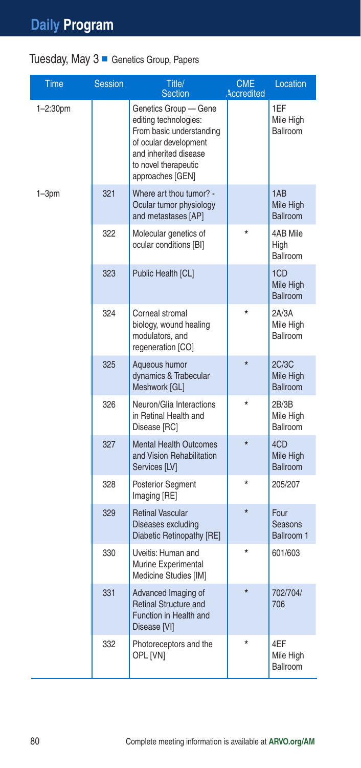# Daily Program

## Tuesday, May 3 ■ Genetics Group, Papers

| Time | Session | Title/ Section | CME Accredited | Location |
|---|---|---|---|---|
| 1–2:30pm | | Genetics Group — Gene editing technologies: From basic understanding of ocular development and inherited disease to novel therapeutic approaches [GEN] | | 1EF Mile High Ballroom |
| 1–3pm | 321 | Where art thou tumor? - Ocular tumor physiology and metastases [AP] | | 1AB Mile High Ballroom |
| | 322 | Molecular genetics of ocular conditions [BI] | * | 4AB Mile High Ballroom |
| | 323 | Public Health [CL] | | 1CD Mile High Ballroom |
| | 324 | Corneal stromal biology, wound healing modulators, and regeneration [CO] | * | 2A/3A Mile High Ballroom |
| | 325 | Aqueous humor dynamics & Trabecular Meshwork [GL] | * | 2C/3C Mile High Ballroom |
| | 326 | Neuron/Glia Interactions in Retinal Health and Disease [RC] | * | 2B/3B Mile High Ballroom |
| | 327 | Mental Health Outcomes and Vision Rehabilitation Services [LV] | * | 4CD Mile High Ballroom |
| | 328 | Posterior Segment Imaging [RE] | * | 205/207 |
| | 329 | Retinal Vascular Diseases excluding Diabetic Retinopathy [RE] | * | Four Seasons Ballroom 1 |
| | 330 | Uveitis: Human and Murine Experimental Medicine Studies [IM] | * | 601/603 |
| | 331 | Advanced Imaging of Retinal Structure and Function in Health and Disease [VI] | * | 702/704/ 706 |
| | 332 | Photoreceptors and the OPL [VN] | * | 4EF Mile High Ballroom |

Complete meeting information is available at **ARVO.org/AM**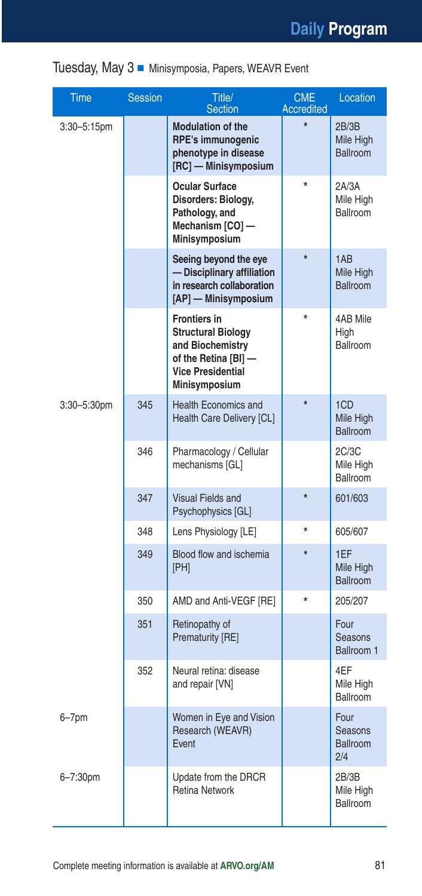## Tuesday, May 3 ■ Minisymposia, Papers, WEAVR Event

| Time | Session | Title/ Section | CME Accredited | Location |
|---|---|---|---|---|
| 3:30–5:15pm | | **Modulation of the RPE's immunogenic phenotype in disease [RC] — Minisymposium** | * | 2B/3B Mile High Ballroom |
| | | **Ocular Surface Disorders: Biology, Pathology, and Mechanism [CO] — Minisymposium** | * | 2A/3A Mile High Ballroom |
| | | **Seeing beyond the eye — Disciplinary affiliation in research collaboration [AP] — Minisymposium** | * | 1AB Mile High Ballroom |
| | | **Frontiers in Structural Biology and Biochemistry of the Retina [BI] — Vice Presidential Minisymposium** | * | 4AB Mile High Ballroom |
| 3:30–5:30pm | 345 | Health Economics and Health Care Delivery [CL] | * | 1CD Mile High Ballroom |
| | 346 | Pharmacology / Cellular mechanisms [GL] | | 2C/3C Mile High Ballroom |
| | 347 | Visual Fields and Psychophysics [GL] | * | 601/603 |
| | 348 | Lens Physiology [LE] | * | 605/607 |
| | 349 | Blood flow and ischemia [PH] | * | 1EF Mile High Ballroom |
| | 350 | AMD and Anti-VEGF [RE] | * | 205/207 |
| | 351 | Retinopathy of Prematurity [RE] | | Four Seasons Ballroom 1 |
| | 352 | Neural retina: disease and repair [VN] | | 4EF Mile High Ballroom |
| 6–7pm | | Women in Eye and Vision Research (WEAVR) Event | | Four Seasons Ballroom 2/4 |
| 6–7:30pm | | Update from the DRCR Retina Network | | 2B/3B Mile High Ballroom |

Complete meeting information is available at **ARVO.org/AM**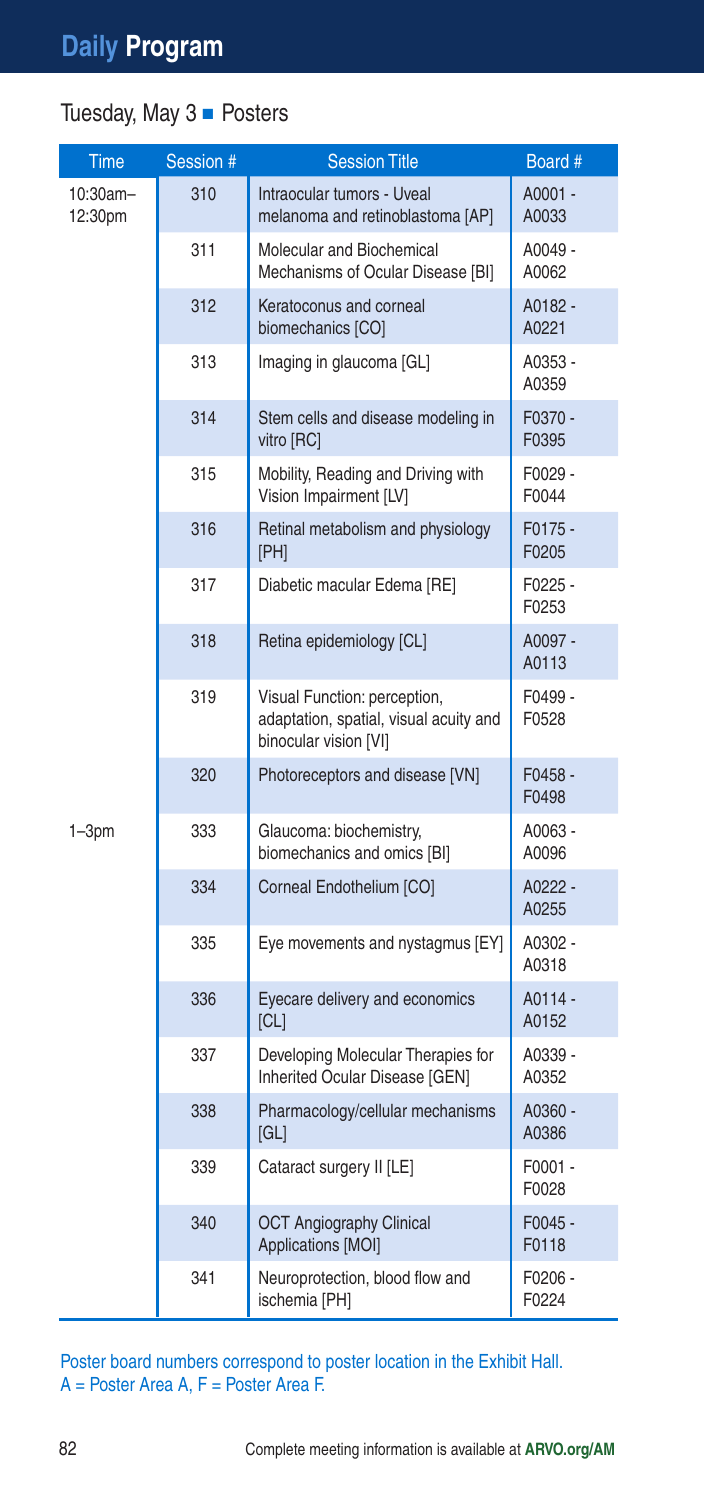# Daily Program

## Tuesday, May 3 ■ Posters

| Time | Session # | Session Title | Board # |
|---|---|---|---|
| 10:30am–12:30pm | 310 | Intraocular tumors - Uveal melanoma and retinoblastoma [AP] | A0001 - A0033 |
| | 311 | Molecular and Biochemical Mechanisms of Ocular Disease [BI] | A0049 - A0062 |
| | 312 | Keratoconus and corneal biomechanics [CO] | A0182 - A0221 |
| | 313 | Imaging in glaucoma [GL] | A0353 - A0359 |
| | 314 | Stem cells and disease modeling in vitro [RC] | F0370 - F0395 |
| | 315 | Mobility, Reading and Driving with Vision Impairment [LV] | F0029 - F0044 |
| | 316 | Retinal metabolism and physiology [PH] | F0175 - F0205 |
| | 317 | Diabetic macular Edema [RE] | F0225 - F0253 |
| | 318 | Retina epidemiology [CL] | A0097 - A0113 |
| | 319 | Visual Function: perception, adaptation, spatial, visual acuity and binocular vision [VI] | F0499 - F0528 |
| | 320 | Photoreceptors and disease [VN] | F0458 - F0498 |
| 1–3pm | 333 | Glaucoma: biochemistry, biomechanics and omics [BI] | A0063 - A0096 |
| | 334 | Corneal Endothelium [CO] | A0222 - A0255 |
| | 335 | Eye movements and nystagmus [EY] | A0302 - A0318 |
| | 336 | Eyecare delivery and economics [CL] | A0114 - A0152 |
| | 337 | Developing Molecular Therapies for Inherited Ocular Disease [GEN] | A0339 - A0352 |
| | 338 | Pharmacology/cellular mechanisms [GL] | A0360 - A0386 |
| | 339 | Cataract surgery II [LE] | F0001 - F0028 |
| | 340 | OCT Angiography Clinical Applications [MOI] | F0045 - F0118 |
| | 341 | Neuroprotection, blood flow and ischemia [PH] | F0206 - F0224 |

Poster board numbers correspond to poster location in the Exhibit Hall.
A = Poster Area A, F = Poster Area F.

Complete meeting information is available at **ARVO.org/AM**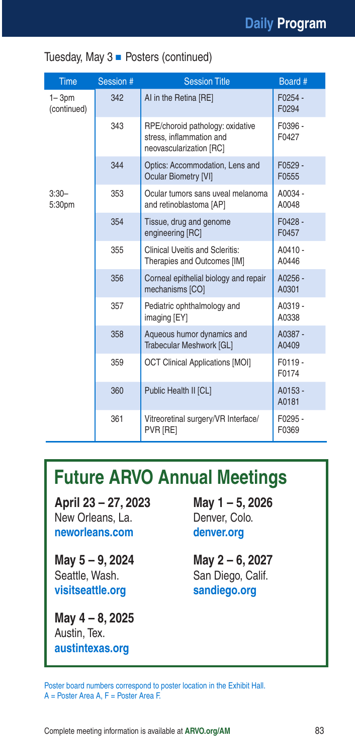## Tuesday, May 3 ■ Posters (continued)

| Time | Session # | Session Title | Board # |
|---|---|---|---|
| 1– 3pm (continued) | 342 | AI in the Retina [RE] | F0254 - F0294 |
| | 343 | RPE/choroid pathology: oxidative stress, inflammation and neovascularization [RC] | F0396 - F0427 |
| | 344 | Optics: Accommodation, Lens and Ocular Biometry [VI] | F0529 - F0555 |
| 3:30– 5:30pm | 353 | Ocular tumors sans uveal melanoma and retinoblastoma [AP] | A0034 - A0048 |
| | 354 | Tissue, drug and genome engineering [RC] | F0428 - F0457 |
| | 355 | Clinical Uveitis and Scleritis: Therapies and Outcomes [IM] | A0410 - A0446 |
| | 356 | Corneal epithelial biology and repair mechanisms [CO] | A0256 - A0301 |
| | 357 | Pediatric ophthalmology and imaging [EY] | A0319 - A0338 |
| | 358 | Aqueous humor dynamics and Trabecular Meshwork [GL] | A0387 - A0409 |
| | 359 | OCT Clinical Applications [MOI] | F0119 - F0174 |
| | 360 | Public Health II [CL] | A0153 - A0181 |
| | 361 | Vitreoretinal surgery/VR Interface/ PVR [RE] | F0295 - F0369 |

# Future ARVO Annual Meetings

**April 23 – 27, 2023**
New Orleans, La.
**neworleans.com**

**May 5 – 9, 2024**
Seattle, Wash.
**visitseattle.org**

**May 4 – 8, 2025**
Austin, Tex.
**austintexas.org**

**May 1 – 5, 2026**
Denver, Colo.
**denver.org**

**May 2 – 6, 2027**
San Diego, Calif.
**sandiego.org**

Poster board numbers correspond to poster location in the Exhibit Hall.
A = Poster Area A, F = Poster Area F.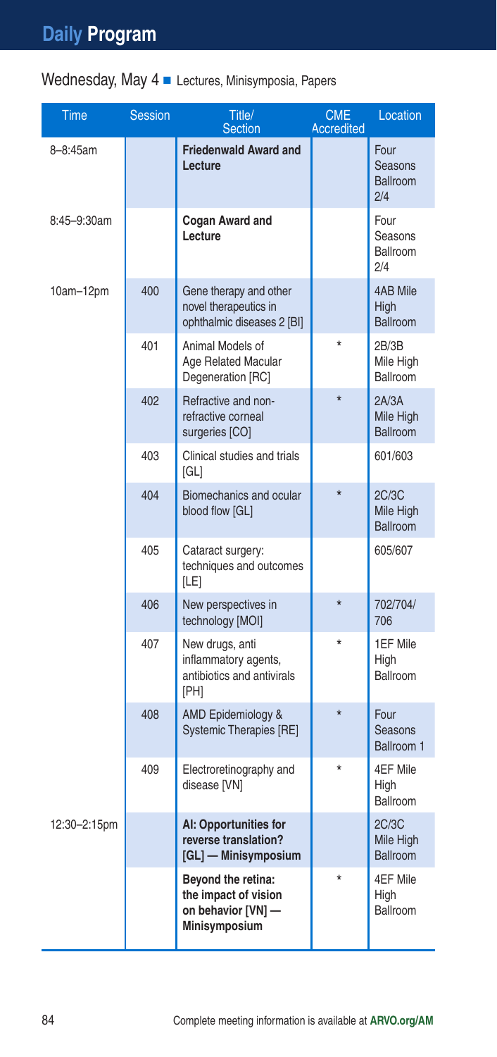# Daily Program

## Wednesday, May 4 ■ Lectures, Minisymposia, Papers

| Time | Session | Title/ Section | CME Accredited | Location |
|---|---|---|---|---|
| 8–8:45am | | **Friedenwald Award and Lecture** | | Four Seasons Ballroom 2/4 |
| 8:45–9:30am | | **Cogan Award and Lecture** | | Four Seasons Ballroom 2/4 |
| 10am–12pm | 400 | Gene therapy and other novel therapeutics in ophthalmic diseases 2 [BI] | | 4AB Mile High Ballroom |
| | 401 | Animal Models of Age Related Macular Degeneration [RC] | * | 2B/3B Mile High Ballroom |
| | 402 | Refractive and non-refractive corneal surgeries [CO] | * | 2A/3A Mile High Ballroom |
| | 403 | Clinical studies and trials [GL] | | 601/603 |
| | 404 | Biomechanics and ocular blood flow [GL] | * | 2C/3C Mile High Ballroom |
| | 405 | Cataract surgery: techniques and outcomes [LE] | | 605/607 |
| | 406 | New perspectives in technology [MOI] | * | 702/704/706 |
| | 407 | New drugs, anti inflammatory agents, antibiotics and antivirals [PH] | * | 1EF Mile High Ballroom |
| | 408 | AMD Epidemiology & Systemic Therapies [RE] | * | Four Seasons Ballroom 1 |
| | 409 | Electroretinography and disease [VN] | * | 4EF Mile High Ballroom |
| 12:30–2:15pm | | **AI: Opportunities for reverse translation? [GL] — Minisymposium** | | 2C/3C Mile High Ballroom |
| | | **Beyond the retina: the impact of vision on behavior [VN] — Minisymposium** | * | 4EF Mile High Ballroom |

Complete meeting information is available at **ARVO.org/AM**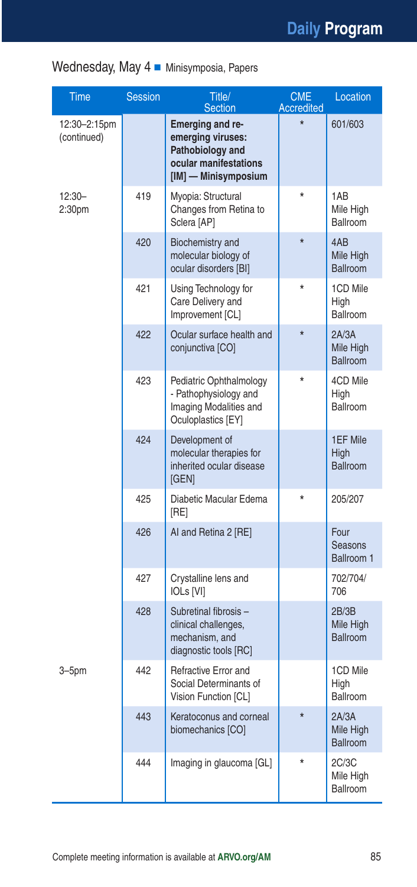## Wednesday, May 4 ■ Minisymposia, Papers

| Time | Session | Title/ Section | CME Accredited | Location |
|---|---|---|---|---|
| 12:30–2:15pm (continued) | | **Emerging and re-emerging viruses: Pathobiology and ocular manifestations [IM] — Minisymposium** | * | 601/603 |
| 12:30–2:30pm | 419 | Myopia: Structural Changes from Retina to Sclera [AP] | * | 1AB Mile High Ballroom |
| | 420 | Biochemistry and molecular biology of ocular disorders [BI] | * | 4AB Mile High Ballroom |
| | 421 | Using Technology for Care Delivery and Improvement [CL] | * | 1CD Mile High Ballroom |
| | 422 | Ocular surface health and conjunctiva [CO] | * | 2A/3A Mile High Ballroom |
| | 423 | Pediatric Ophthalmology - Pathophysiology and Imaging Modalities and Oculoplastics [EY] | * | 4CD Mile High Ballroom |
| | 424 | Development of molecular therapies for inherited ocular disease [GEN] | | 1EF Mile High Ballroom |
| | 425 | Diabetic Macular Edema [RE] | * | 205/207 |
| | 426 | AI and Retina 2 [RE] | | Four Seasons Ballroom 1 |
| | 427 | Crystalline lens and IOLs [VI] | | 702/704/706 |
| | 428 | Subretinal fibrosis – clinical challenges, mechanism, and diagnostic tools [RC] | | 2B/3B Mile High Ballroom |
| 3–5pm | 442 | Refractive Error and Social Determinants of Vision Function [CL] | | 1CD Mile High Ballroom |
| | 443 | Keratoconus and corneal biomechanics [CO] | * | 2A/3A Mile High Ballroom |
| | 444 | Imaging in glaucoma [GL] | * | 2C/3C Mile High Ballroom |

Complete meeting information is available at **ARVO.org/AM**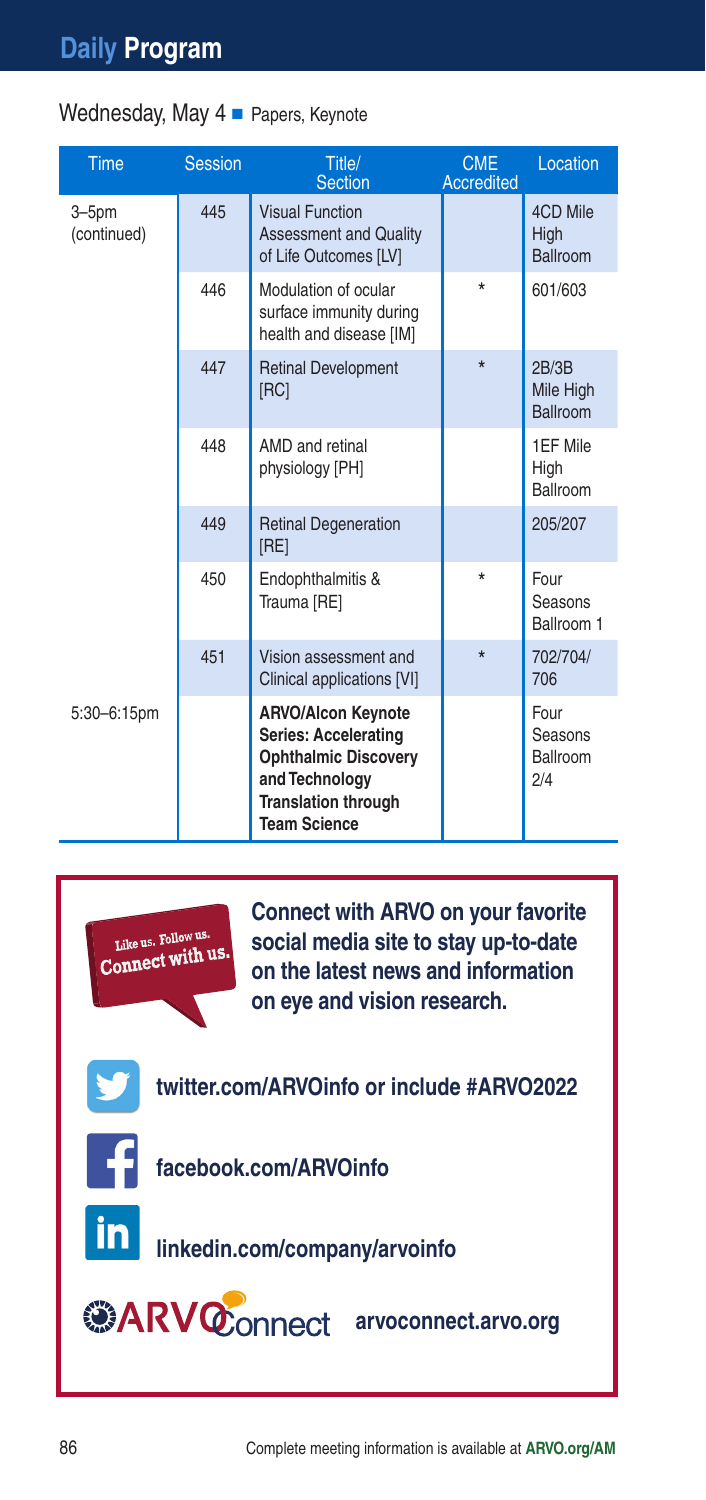## Wednesday, May 4 ■ Papers, Keynote

| Time | Session | Title/ Section | CME Accredited | Location |
|---|---|---|---|---|
| 3–5pm (continued) | 445 | Visual Function Assessment and Quality of Life Outcomes [LV] | | 4CD Mile High Ballroom |
| | 446 | Modulation of ocular surface immunity during health and disease [IM] | * | 601/603 |
| | 447 | Retinal Development [RC] | * | 2B/3B Mile High Ballroom |
| | 448 | AMD and retinal physiology [PH] | | 1EF Mile High Ballroom |
| | 449 | Retinal Degeneration [RE] | | 205/207 |
| | 450 | Endophthalmitis & Trauma [RE] | * | Four Seasons Ballroom 1 |
| | 451 | Vision assessment and Clinical applications [VI] | * | 702/704/706 |
| 5:30–6:15pm | | **ARVO/Alcon Keynote Series: Accelerating Ophthalmic Discovery and Technology Translation through Team Science** | | Four Seasons Ballroom 2/4 |

Like us. Follow us. Connect with us.

**Connect with ARVO on your favorite social media site to stay up-to-date on the latest news and information on eye and vision research.**

**twitter.com/ARVOinfo or include #ARVO2022**

**facebook.com/ARVOinfo**

**linkedin.com/company/arvoinfo**

ARVOConnect **arvoconnect.arvo.org**

Complete meeting information is available at **ARVO.org/AM**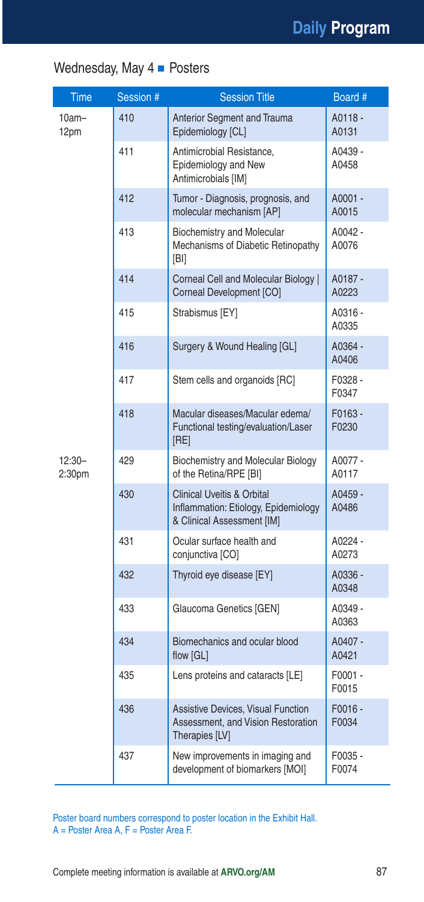## Wednesday, May 4 ■ Posters

| Time | Session # | Session Title | Board # |
|---|---|---|---|
| 10am–12pm | 410 | Anterior Segment and Trauma Epidemiology [CL] | A0118 - A0131 |
| | 411 | Antimicrobial Resistance, Epidemiology and New Antimicrobials [IM] | A0439 - A0458 |
| | 412 | Tumor - Diagnosis, prognosis, and molecular mechanism [AP] | A0001 - A0015 |
| | 413 | Biochemistry and Molecular Mechanisms of Diabetic Retinopathy [BI] | A0042 - A0076 |
| | 414 | Corneal Cell and Molecular Biology \| Corneal Development [CO] | A0187 - A0223 |
| | 415 | Strabismus [EY] | A0316 - A0335 |
| | 416 | Surgery & Wound Healing [GL] | A0364 - A0406 |
| | 417 | Stem cells and organoids [RC] | F0328 - F0347 |
| | 418 | Macular diseases/Macular edema/ Functional testing/evaluation/Laser [RE] | F0163 - F0230 |
| 12:30–2:30pm | 429 | Biochemistry and Molecular Biology of the Retina/RPE [BI] | A0077 - A0117 |
| | 430 | Clinical Uveitis & Orbital Inflammation: Etiology, Epidemiology & Clinical Assessment [IM] | A0459 - A0486 |
| | 431 | Ocular surface health and conjunctiva [CO] | A0224 - A0273 |
| | 432 | Thyroid eye disease [EY] | A0336 - A0348 |
| | 433 | Glaucoma Genetics [GEN] | A0349 - A0363 |
| | 434 | Biomechanics and ocular blood flow [GL] | A0407 - A0421 |
| | 435 | Lens proteins and cataracts [LE] | F0001 - F0015 |
| | 436 | Assistive Devices, Visual Function Assessment, and Vision Restoration Therapies [LV] | F0016 - F0034 |
| | 437 | New improvements in imaging and development of biomarkers [MOI] | F0035 - F0074 |

Poster board numbers correspond to poster location in the Exhibit Hall.
A = Poster Area A, F = Poster Area F.

Complete meeting information is available at **ARVO.org/AM**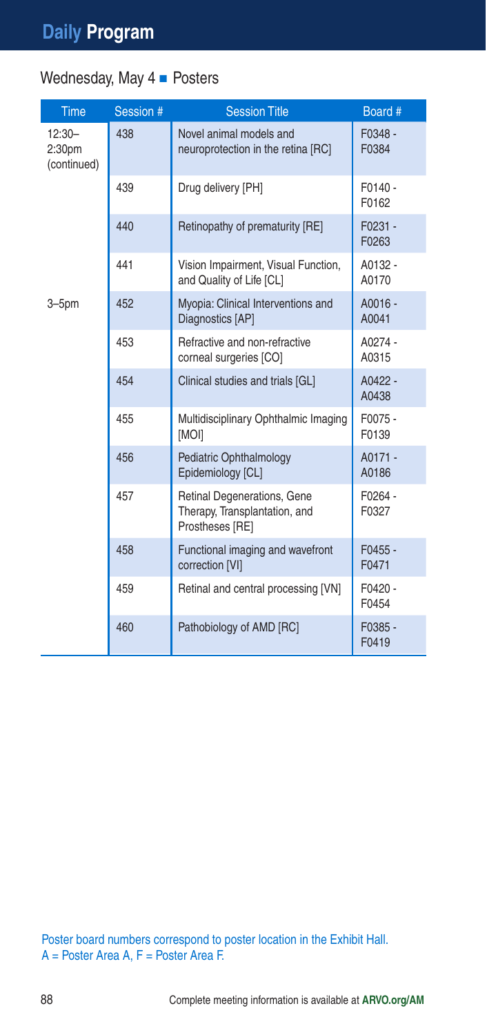## Wednesday, May 4 ■ Posters

| Time | Session # | Session Title | Board # |
|---|---|---|---|
| 12:30–2:30pm (continued) | 438 | Novel animal models and neuroprotection in the retina [RC] | F0348 - F0384 |
| | 439 | Drug delivery [PH] | F0140 - F0162 |
| | 440 | Retinopathy of prematurity [RE] | F0231 - F0263 |
| | 441 | Vision Impairment, Visual Function, and Quality of Life [CL] | A0132 - A0170 |
| 3–5pm | 452 | Myopia: Clinical Interventions and Diagnostics [AP] | A0016 - A0041 |
| | 453 | Refractive and non-refractive corneal surgeries [CO] | A0274 - A0315 |
| | 454 | Clinical studies and trials [GL] | A0422 - A0438 |
| | 455 | Multidisciplinary Ophthalmic Imaging [MOI] | F0075 - F0139 |
| | 456 | Pediatric Ophthalmology Epidemiology [CL] | A0171 - A0186 |
| | 457 | Retinal Degenerations, Gene Therapy, Transplantation, and Prostheses [RE] | F0264 - F0327 |
| | 458 | Functional imaging and wavefront correction [VI] | F0455 - F0471 |
| | 459 | Retinal and central processing [VN] | F0420 - F0454 |
| | 460 | Pathobiology of AMD [RC] | F0385 - F0419 |

Poster board numbers correspond to poster location in the Exhibit Hall.
A = Poster Area A, F = Poster Area F.